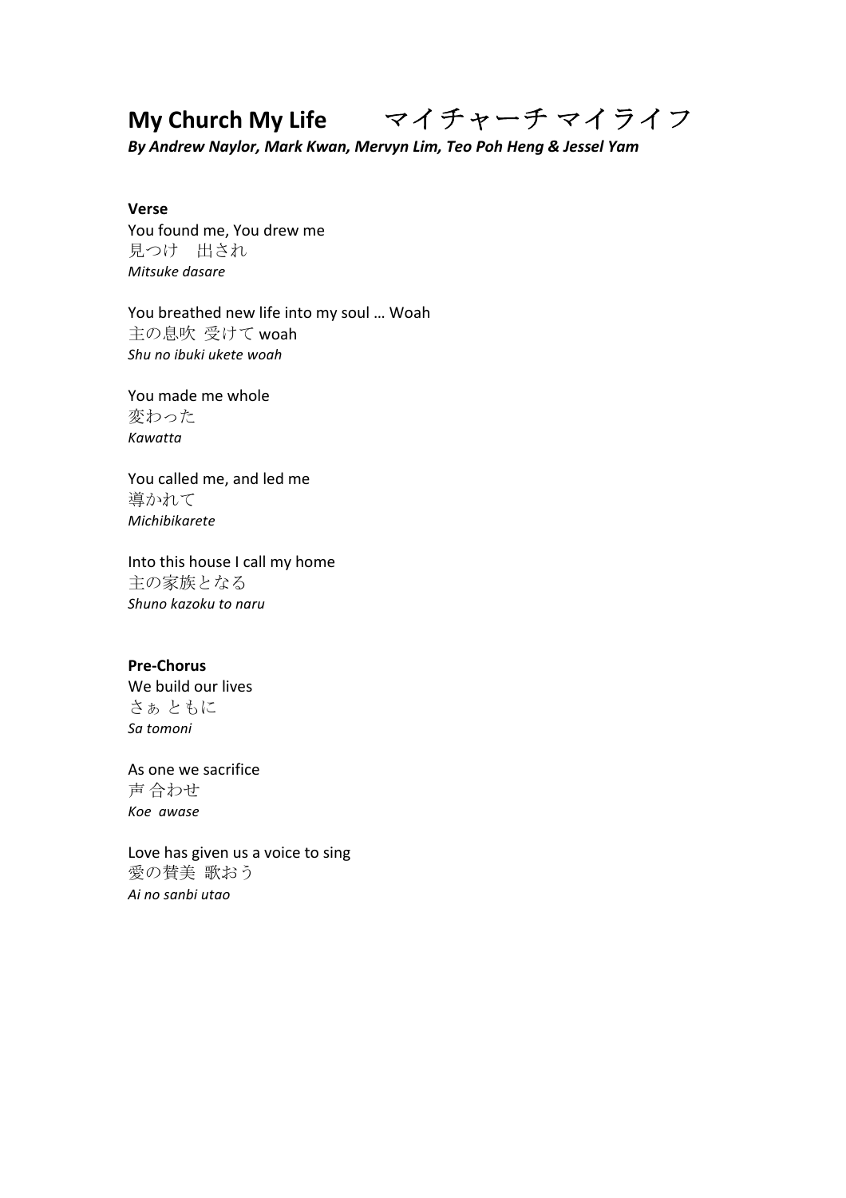# My Church My Life　　マイチャーチ マイライフ

***By Andrew Naylor, Mark Kwan, Mervyn Lim, Teo Poh Heng & Jessel Yam***

**Verse**

You found me, You drew me
見つけ　出され
*Mitsuke dasare*

You breathed new life into my soul … Woah
主の息吹 受けて woah
*Shu no ibuki ukete woah*

You made me whole
変わった
*Kawatta*

You called me, and led me
導かれて
*Michibikarete*

Into this house I call my home
主の家族となる
*Shuno kazoku to naru*

**Pre-Chorus**

We build our lives
さぁ ともに
*Sa tomoni*

As one we sacrifice
声 合わせ
*Koe awase*

Love has given us a voice to sing
愛の賛美 歌おう
*Ai no sanbi utao*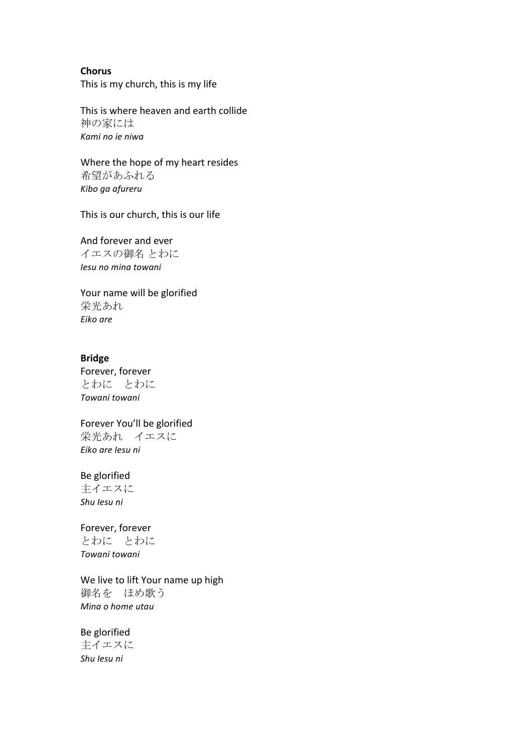**Chorus**
This is my church, this is my life

This is where heaven and earth collide
神の家には
*Kami no ie niwa*

Where the hope of my heart resides
希望があふれる
*Kibo ga afureru*

This is our church, this is our life

And forever and ever
イエスの御名 とわに
*Iesu no mina towani*

Your name will be glorified
栄光あれ
*Eiko are*

**Bridge**
Forever, forever
とわに　とわに
*Towani towani*

Forever You'll be glorified
栄光あれ　イエスに
*Eiko are Iesu ni*

Be glorified
主イエスに
*Shu Iesu ni*

Forever, forever
とわに　とわに
*Towani towani*

We live to lift Your name up high
御名を　ほめ歌う
*Mina o home utau*

Be glorified
主イエスに
*Shu Iesu ni*